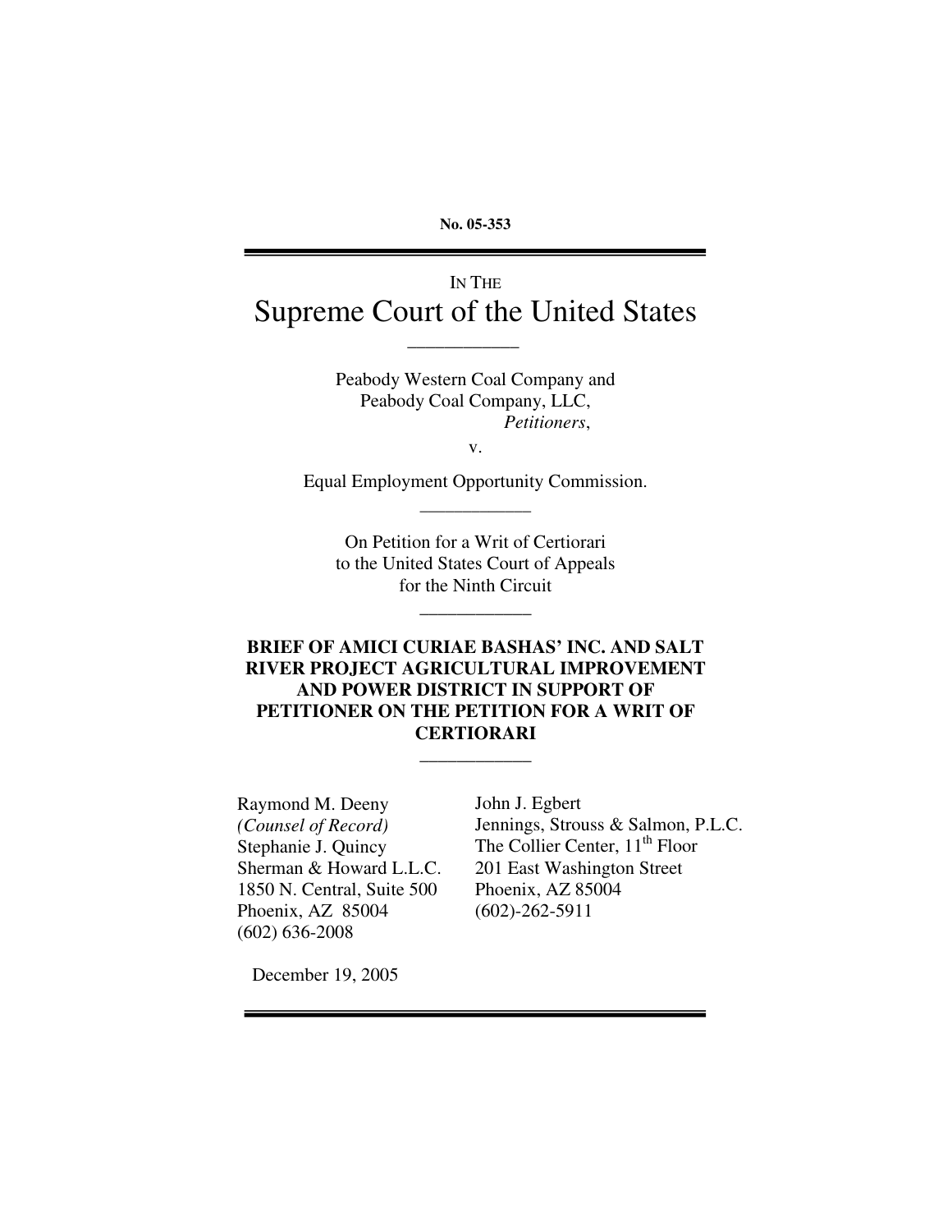**No. 05-353**

---

IN THE

# Supreme Court of the United States

---

Peabody Western Coal Company and
Peabody Coal Company, LLC,
*Petitioners*,

v.

Equal Employment Opportunity Commission.

---

On Petition for a Writ of Certiorari
to the United States Court of Appeals
for the Ninth Circuit

---

**BRIEF OF AMICI CURIAE BASHAS' INC. AND SALT RIVER PROJECT AGRICULTURAL IMPROVEMENT AND POWER DISTRICT IN SUPPORT OF PETITIONER ON THE PETITION FOR A WRIT OF CERTIORARI**

---

Raymond M. Deeny
*(Counsel of Record)*
Stephanie J. Quincy
Sherman & Howard L.L.C.
1850 N. Central, Suite 500
Phoenix, AZ 85004
(602) 636-2008

John J. Egbert
Jennings, Strouss & Salmon, P.L.C.
The Collier Center, 11th Floor
201 East Washington Street
Phoenix, AZ 85004
(602)-262-5911

December 19, 2005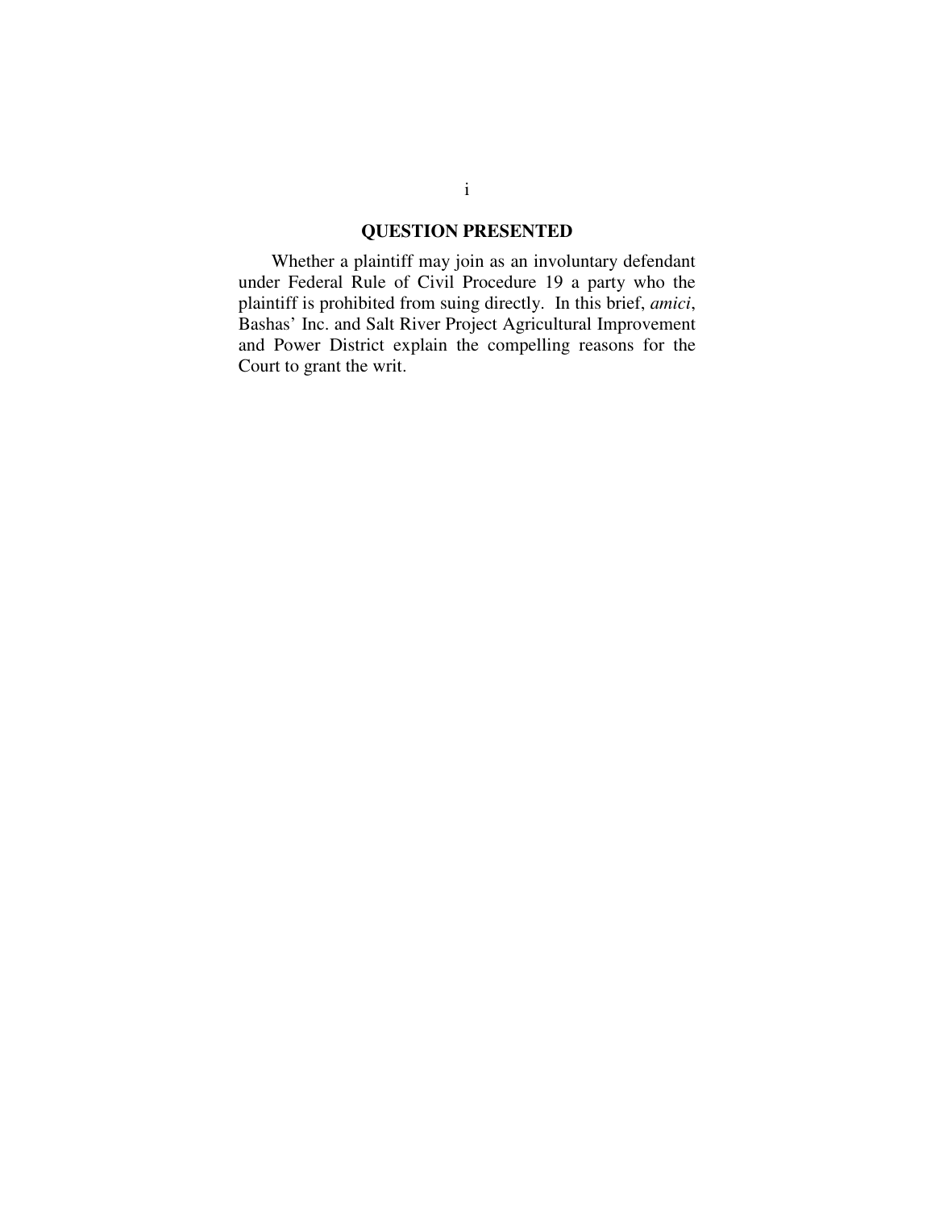## QUESTION PRESENTED

Whether a plaintiff may join as an involuntary defendant under Federal Rule of Civil Procedure 19 a party who the plaintiff is prohibited from suing directly. In this brief, *amici*, Bashas' Inc. and Salt River Project Agricultural Improvement and Power District explain the compelling reasons for the Court to grant the writ.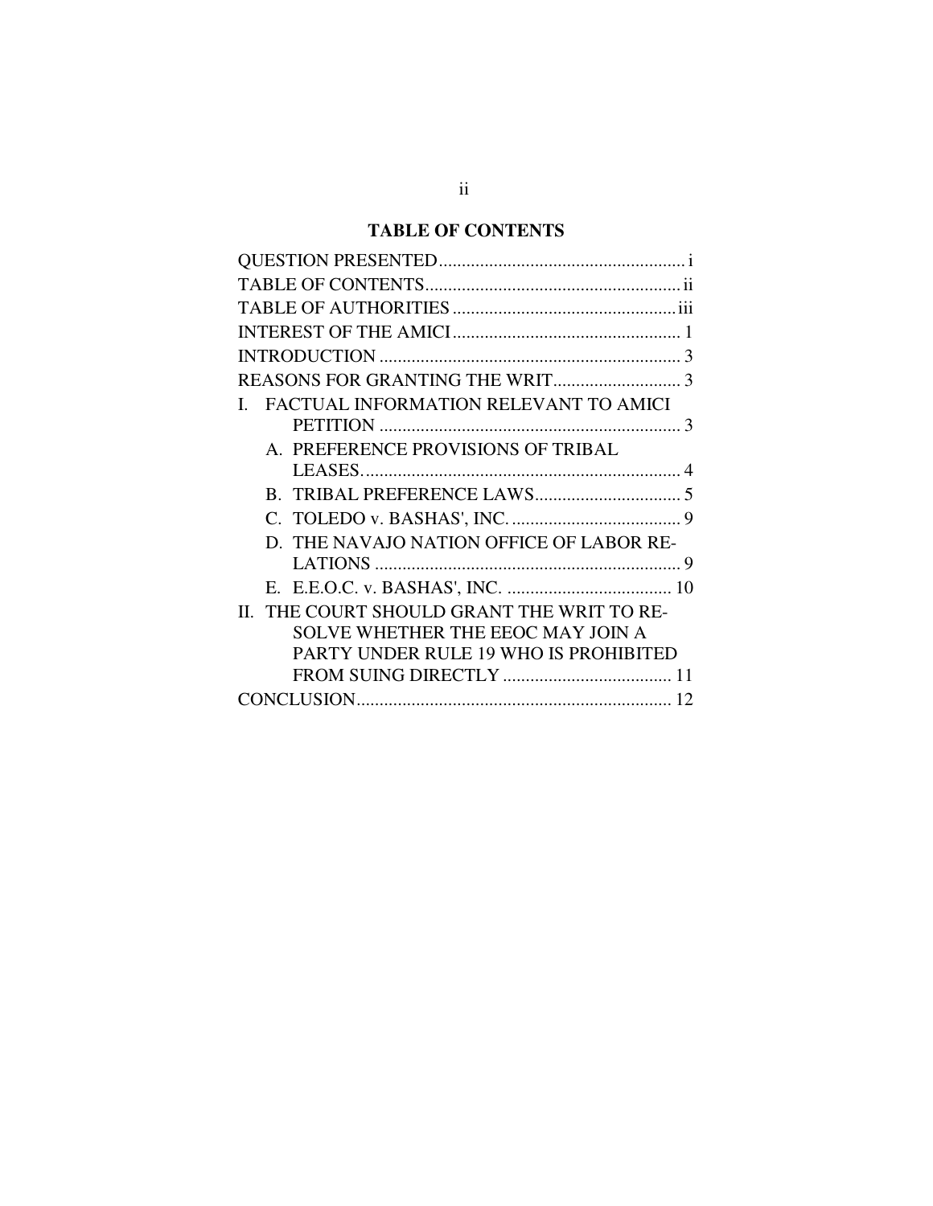## TABLE OF CONTENTS

QUESTION PRESENTED ...................................................... i

TABLE OF CONTENTS ........................................................ ii

TABLE OF AUTHORITIES ................................................. iii

INTEREST OF THE AMICI .................................................. 1

INTRODUCTION .................................................................. 3

REASONS FOR GRANTING THE WRIT ........................... 3

I. FACTUAL INFORMATION RELEVANT TO AMICI PETITION .................................................................. 3

   A. PREFERENCE PROVISIONS OF TRIBAL LEASES. ..................................................................... 4

   B. TRIBAL PREFERENCE LAWS ................................ 5

   C. TOLEDO v. BASHAS', INC. ..................................... 9

   D. THE NAVAJO NATION OFFICE OF LABOR RELATIONS ................................................................... 9

   E. E.E.O.C. v. BASHAS', INC. .................................... 10

II. THE COURT SHOULD GRANT THE WRIT TO RESOLVE WHETHER THE EEOC MAY JOIN A PARTY UNDER RULE 19 WHO IS PROHIBITED FROM SUING DIRECTLY ..................................... 11

CONCLUSION ..................................................................... 12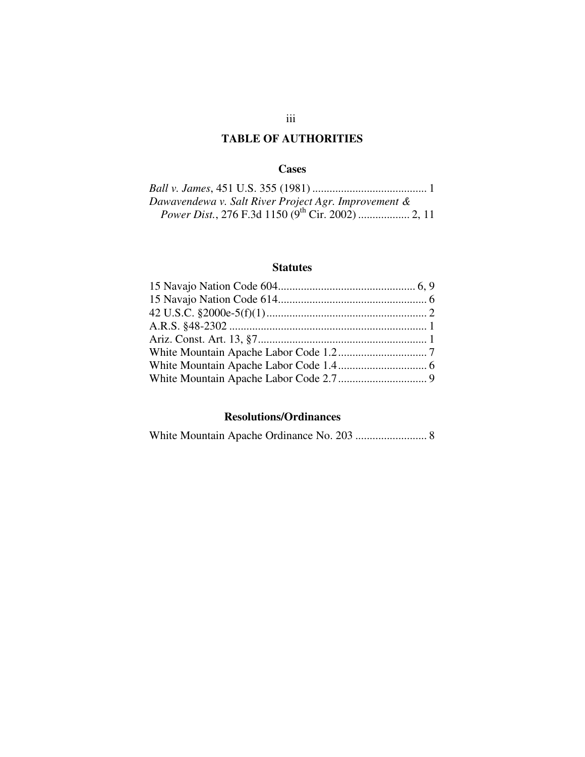# TABLE OF AUTHORITIES

## Cases

*Ball v. James*, 451 U.S. 355 (1981) ........................................ 1
*Dawavendewa v. Salt River Project Agr. Improvement & Power Dist.*, 276 F.3d 1150 (9th Cir. 2002) .................. 2, 11

## Statutes

15 Navajo Nation Code 604................................................ 6, 9
15 Navajo Nation Code 614.................................................... 6
42 U.S.C. §2000e-5(f)(1)........................................................ 2
A.R.S. §48-2302 ..................................................................... 1
Ariz. Const. Art. 13, §7........................................................... 1
White Mountain Apache Labor Code 1.2............................... 7
White Mountain Apache Labor Code 1.4............................... 6
White Mountain Apache Labor Code 2.7............................... 9

## Resolutions/Ordinances

White Mountain Apache Ordinance No. 203 ......................... 8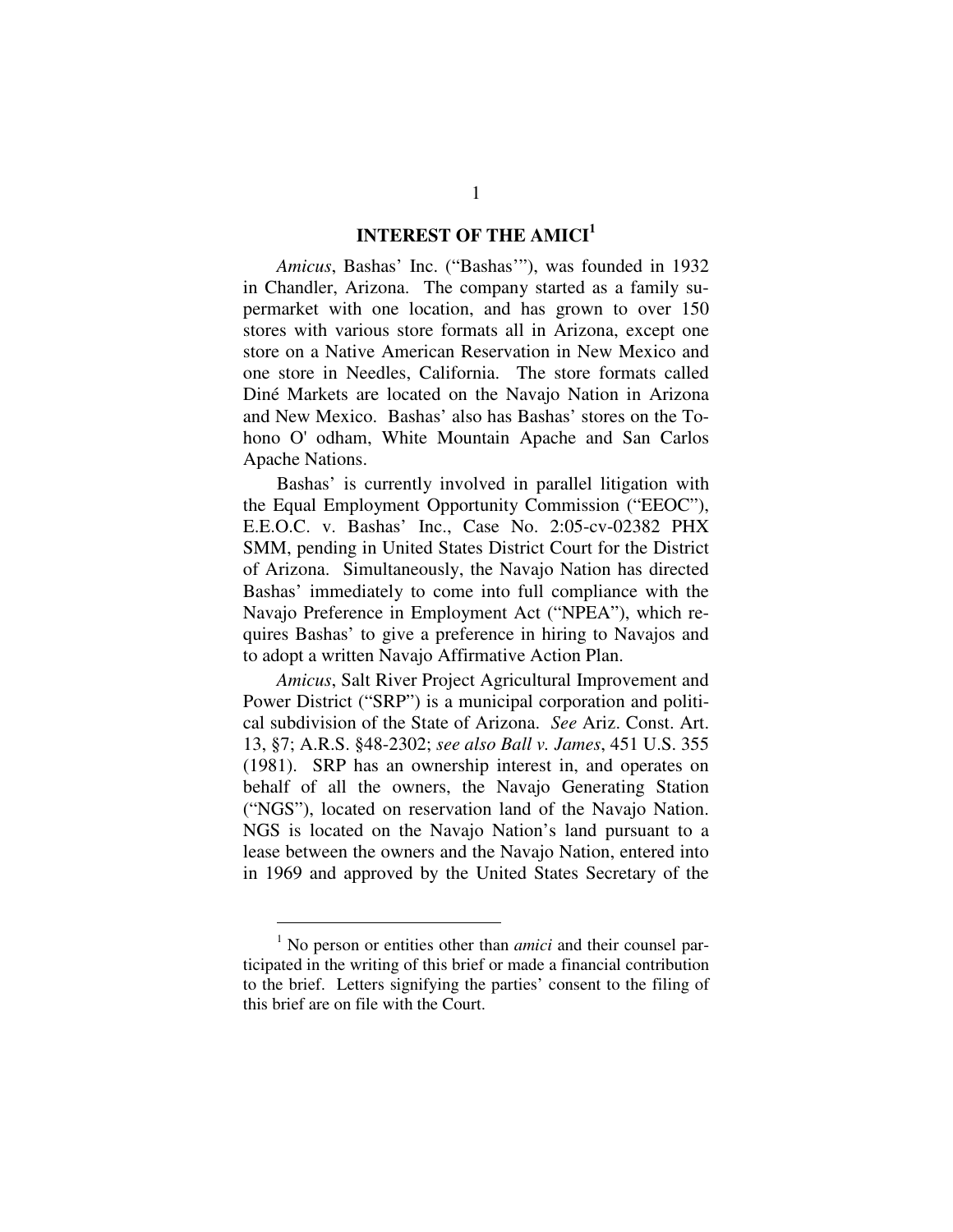## INTEREST OF THE AMICI[1]

*Amicus*, Bashas' Inc. ("Bashas'"), was founded in 1932 in Chandler, Arizona. The company started as a family supermarket with one location, and has grown to over 150 stores with various store formats all in Arizona, except one store on a Native American Reservation in New Mexico and one store in Needles, California. The store formats called Diné Markets are located on the Navajo Nation in Arizona and New Mexico. Bashas' also has Bashas' stores on the Tohono O' odham, White Mountain Apache and San Carlos Apache Nations.

Bashas' is currently involved in parallel litigation with the Equal Employment Opportunity Commission ("EEOC"), E.E.O.C. v. Bashas' Inc., Case No. 2:05-cv-02382 PHX SMM, pending in United States District Court for the District of Arizona. Simultaneously, the Navajo Nation has directed Bashas' immediately to come into full compliance with the Navajo Preference in Employment Act ("NPEA"), which requires Bashas' to give a preference in hiring to Navajos and to adopt a written Navajo Affirmative Action Plan.

*Amicus*, Salt River Project Agricultural Improvement and Power District ("SRP") is a municipal corporation and political subdivision of the State of Arizona. *See* Ariz. Const. Art. 13, §7; A.R.S. §48-2302; *see also Ball v. James*, 451 U.S. 355 (1981). SRP has an ownership interest in, and operates on behalf of all the owners, the Navajo Generating Station ("NGS"), located on reservation land of the Navajo Nation. NGS is located on the Navajo Nation's land pursuant to a lease between the owners and the Navajo Nation, entered into in 1969 and approved by the United States Secretary of the

---

[1] No person or entities other than *amici* and their counsel participated in the writing of this brief or made a financial contribution to the brief. Letters signifying the parties' consent to the filing of this brief are on file with the Court.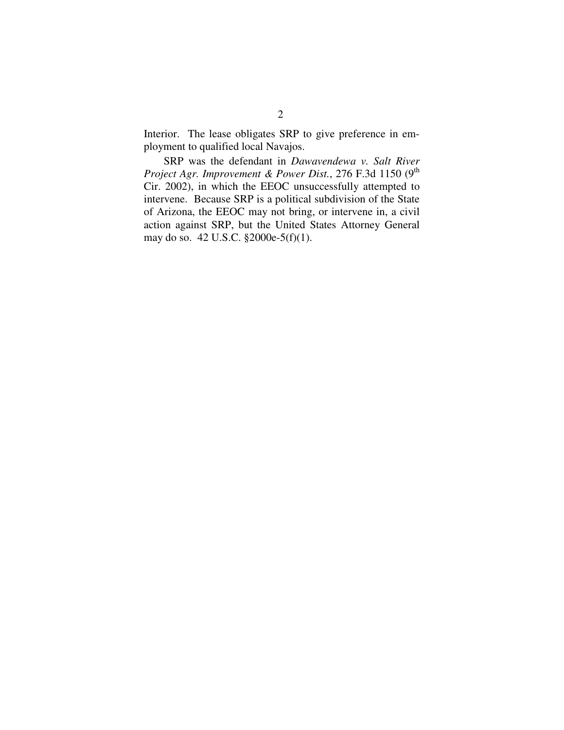Interior. The lease obligates SRP to give preference in employment to qualified local Navajos.

SRP was the defendant in *Dawavendewa v. Salt River Project Agr. Improvement & Power Dist.*, 276 F.3d 1150 (9th Cir. 2002), in which the EEOC unsuccessfully attempted to intervene. Because SRP is a political subdivision of the State of Arizona, the EEOC may not bring, or intervene in, a civil action against SRP, but the United States Attorney General may do so. 42 U.S.C. §2000e-5(f)(1).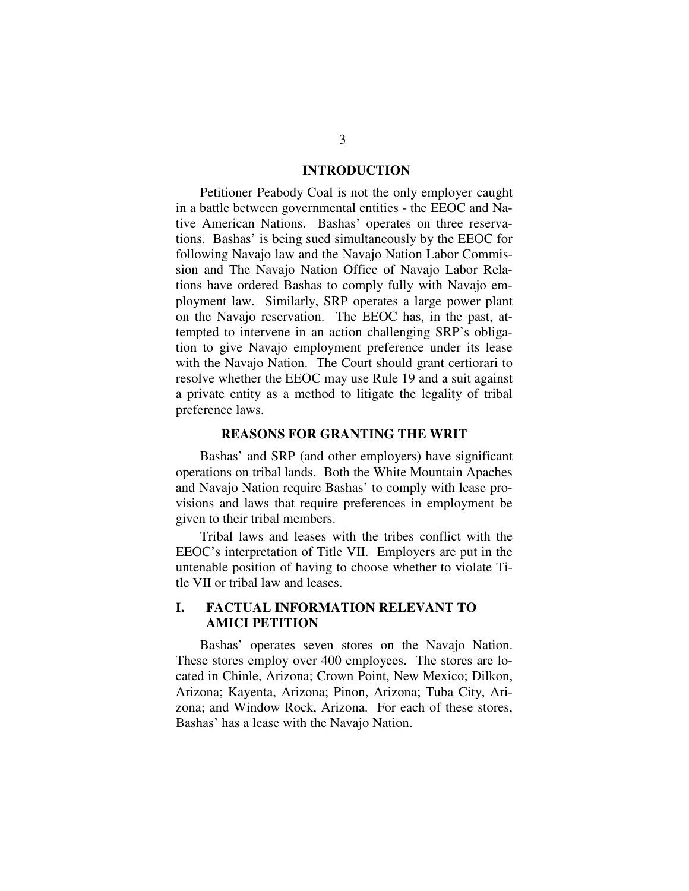## INTRODUCTION

Petitioner Peabody Coal is not the only employer caught in a battle between governmental entities - the EEOC and Native American Nations. Bashas' operates on three reservations. Bashas' is being sued simultaneously by the EEOC for following Navajo law and the Navajo Nation Labor Commission and The Navajo Nation Office of Navajo Labor Relations have ordered Bashas to comply fully with Navajo employment law. Similarly, SRP operates a large power plant on the Navajo reservation. The EEOC has, in the past, attempted to intervene in an action challenging SRP's obligation to give Navajo employment preference under its lease with the Navajo Nation. The Court should grant certiorari to resolve whether the EEOC may use Rule 19 and a suit against a private entity as a method to litigate the legality of tribal preference laws.

## REASONS FOR GRANTING THE WRIT

Bashas' and SRP (and other employers) have significant operations on tribal lands. Both the White Mountain Apaches and Navajo Nation require Bashas' to comply with lease provisions and laws that require preferences in employment be given to their tribal members.

Tribal laws and leases with the tribes conflict with the EEOC's interpretation of Title VII. Employers are put in the untenable position of having to choose whether to violate Title VII or tribal law and leases.

### I. FACTUAL INFORMATION RELEVANT TO AMICI PETITION

Bashas' operates seven stores on the Navajo Nation. These stores employ over 400 employees. The stores are located in Chinle, Arizona; Crown Point, New Mexico; Dilkon, Arizona; Kayenta, Arizona; Pinon, Arizona; Tuba City, Arizona; and Window Rock, Arizona. For each of these stores, Bashas' has a lease with the Navajo Nation.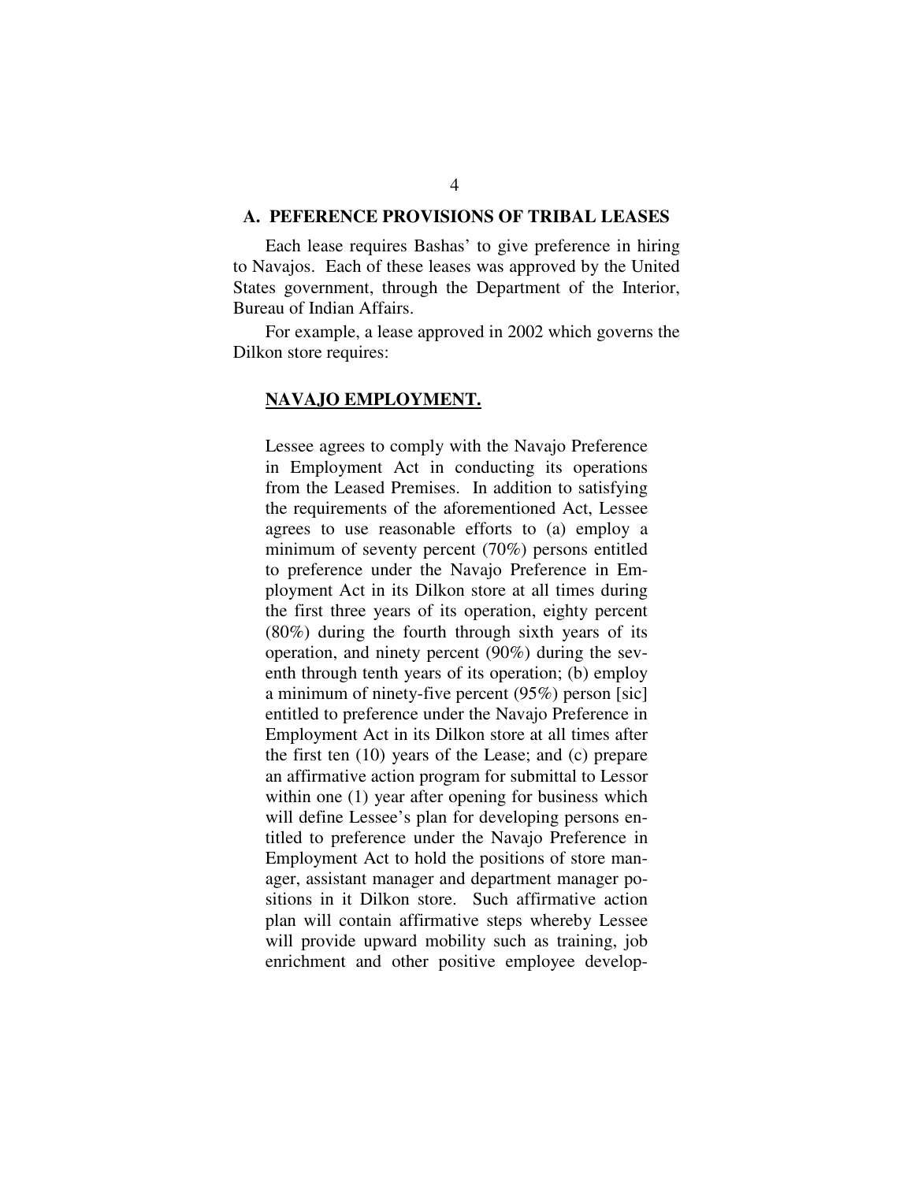## A. PEFERENCE PROVISIONS OF TRIBAL LEASES

Each lease requires Bashas' to give preference in hiring to Navajos. Each of these leases was approved by the United States government, through the Department of the Interior, Bureau of Indian Affairs.

For example, a lease approved in 2002 which governs the Dilkon store requires:

> **<u>NAVAJO EMPLOYMENT.</u>**
>
> Lessee agrees to comply with the Navajo Preference in Employment Act in conducting its operations from the Leased Premises. In addition to satisfying the requirements of the aforementioned Act, Lessee agrees to use reasonable efforts to (a) employ a minimum of seventy percent (70%) persons entitled to preference under the Navajo Preference in Employment Act in its Dilkon store at all times during the first three years of its operation, eighty percent (80%) during the fourth through sixth years of its operation, and ninety percent (90%) during the seventh through tenth years of its operation; (b) employ a minimum of ninety-five percent (95%) person [sic] entitled to preference under the Navajo Preference in Employment Act in its Dilkon store at all times after the first ten (10) years of the Lease; and (c) prepare an affirmative action program for submittal to Lessor within one (1) year after opening for business which will define Lessee's plan for developing persons entitled to preference under the Navajo Preference in Employment Act to hold the positions of store manager, assistant manager and department manager positions in it Dilkon store. Such affirmative action plan will contain affirmative steps whereby Lessee will provide upward mobility such as training, job enrichment and other positive employee develop-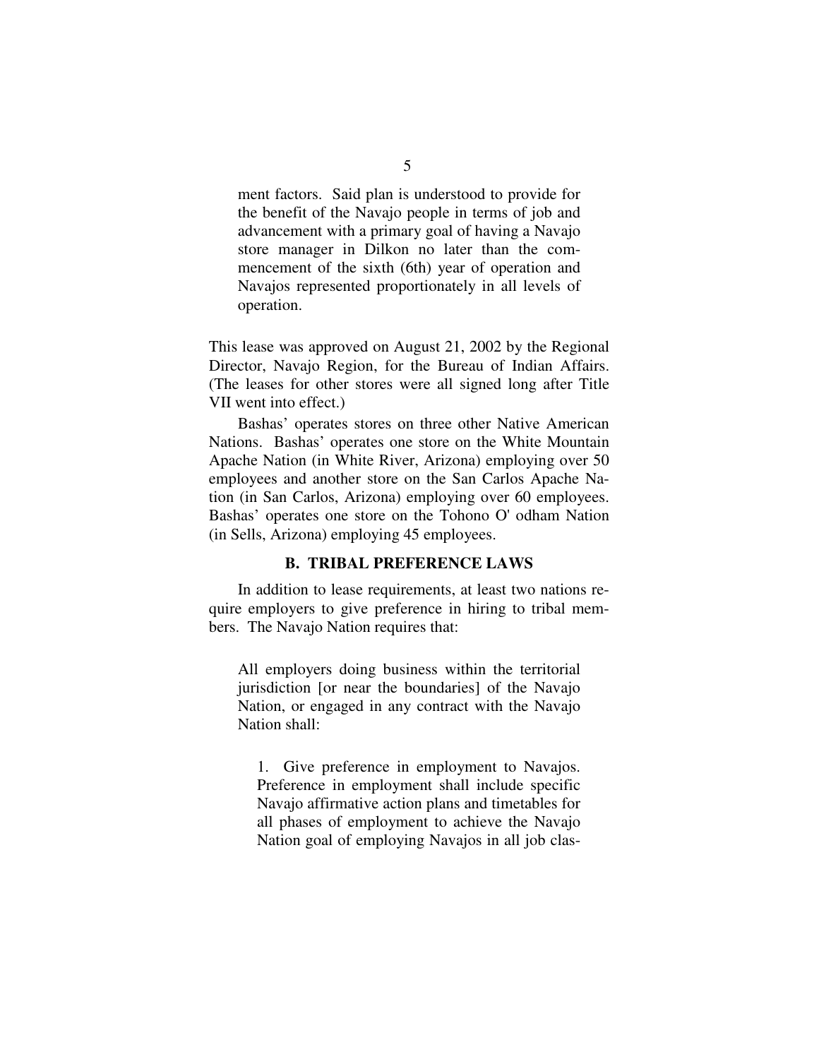ment factors. Said plan is understood to provide for the benefit of the Navajo people in terms of job and advancement with a primary goal of having a Navajo store manager in Dilkon no later than the commencement of the sixth (6th) year of operation and Navajos represented proportionately in all levels of operation.

This lease was approved on August 21, 2002 by the Regional Director, Navajo Region, for the Bureau of Indian Affairs. (The leases for other stores were all signed long after Title VII went into effect.)

Bashas' operates stores on three other Native American Nations. Bashas' operates one store on the White Mountain Apache Nation (in White River, Arizona) employing over 50 employees and another store on the San Carlos Apache Nation (in San Carlos, Arizona) employing over 60 employees. Bashas' operates one store on the Tohono O' odham Nation (in Sells, Arizona) employing 45 employees.

### B. TRIBAL PREFERENCE LAWS

In addition to lease requirements, at least two nations require employers to give preference in hiring to tribal members. The Navajo Nation requires that:

> All employers doing business within the territorial jurisdiction [or near the boundaries] of the Navajo Nation, or engaged in any contract with the Navajo Nation shall:
>
> 1. Give preference in employment to Navajos. Preference in employment shall include specific Navajo affirmative action plans and timetables for all phases of employment to achieve the Navajo Nation goal of employing Navajos in all job clas-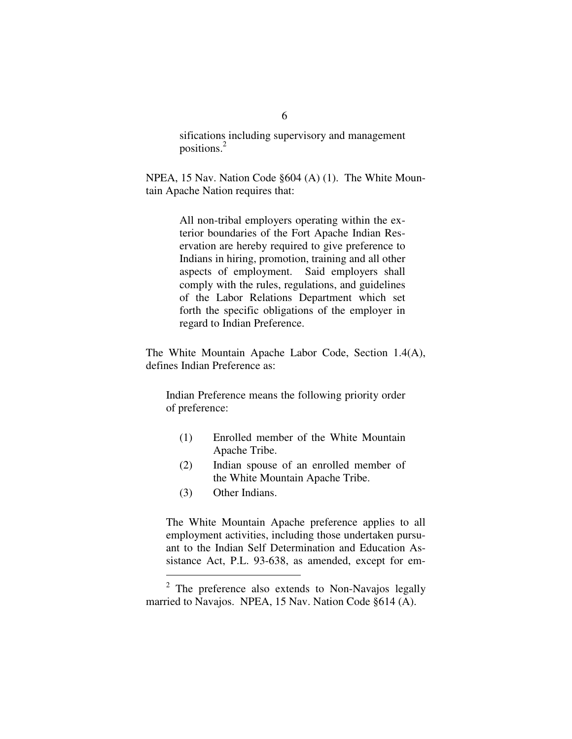> sifications including supervisory and management positions.[2]

NPEA, 15 Nav. Nation Code §604 (A) (1). The White Mountain Apache Nation requires that:

> All non-tribal employers operating within the exterior boundaries of the Fort Apache Indian Reservation are hereby required to give preference to Indians in hiring, promotion, training and all other aspects of employment. Said employers shall comply with the rules, regulations, and guidelines of the Labor Relations Department which set forth the specific obligations of the employer in regard to Indian Preference.

The White Mountain Apache Labor Code, Section 1.4(A), defines Indian Preference as:

> Indian Preference means the following priority order of preference:
>
> (1) Enrolled member of the White Mountain Apache Tribe.
>
> (2) Indian spouse of an enrolled member of the White Mountain Apache Tribe.
>
> (3) Other Indians.
>
> The White Mountain Apache preference applies to all employment activities, including those undertaken pursuant to the Indian Self Determination and Education Assistance Act, P.L. 93-638, as amended, except for em-

---

[2] The preference also extends to Non-Navajos legally married to Navajos. NPEA, 15 Nav. Nation Code §614 (A).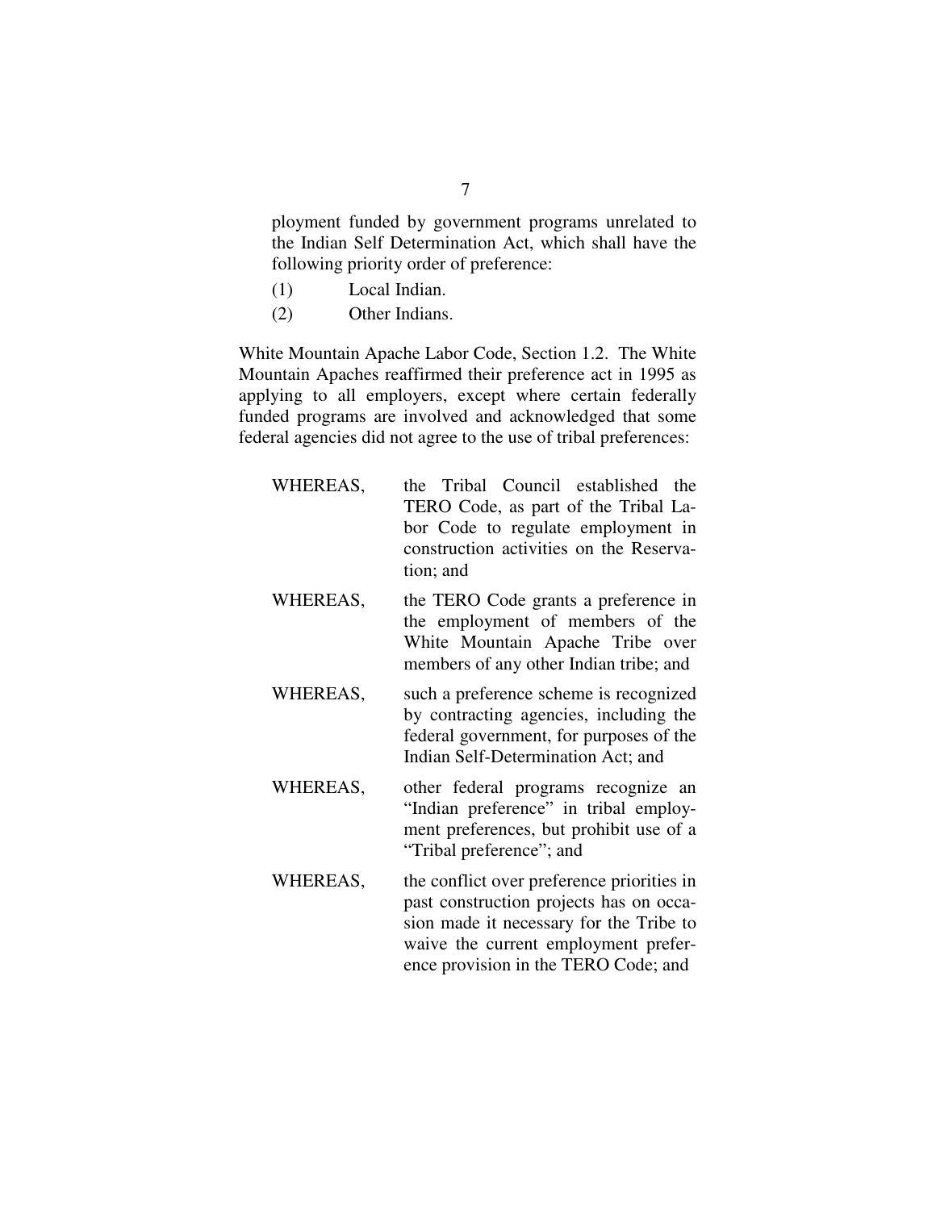ployment funded by government programs unrelated to the Indian Self Determination Act, which shall have the following priority order of preference:

(1) Local Indian.

(2) Other Indians.

White Mountain Apache Labor Code, Section 1.2. The White Mountain Apaches reaffirmed their preference act in 1995 as applying to all employers, except where certain federally funded programs are involved and acknowledged that some federal agencies did not agree to the use of tribal preferences:

> WHEREAS, the Tribal Council established the TERO Code, as part of the Tribal Labor Code to regulate employment in construction activities on the Reservation; and
>
> WHEREAS, the TERO Code grants a preference in the employment of members of the White Mountain Apache Tribe over members of any other Indian tribe; and
>
> WHEREAS, such a preference scheme is recognized by contracting agencies, including the federal government, for purposes of the Indian Self-Determination Act; and
>
> WHEREAS, other federal programs recognize an "Indian preference" in tribal employment preferences, but prohibit use of a "Tribal preference"; and
>
> WHEREAS, the conflict over preference priorities in past construction projects has on occasion made it necessary for the Tribe to waive the current employment preference provision in the TERO Code; and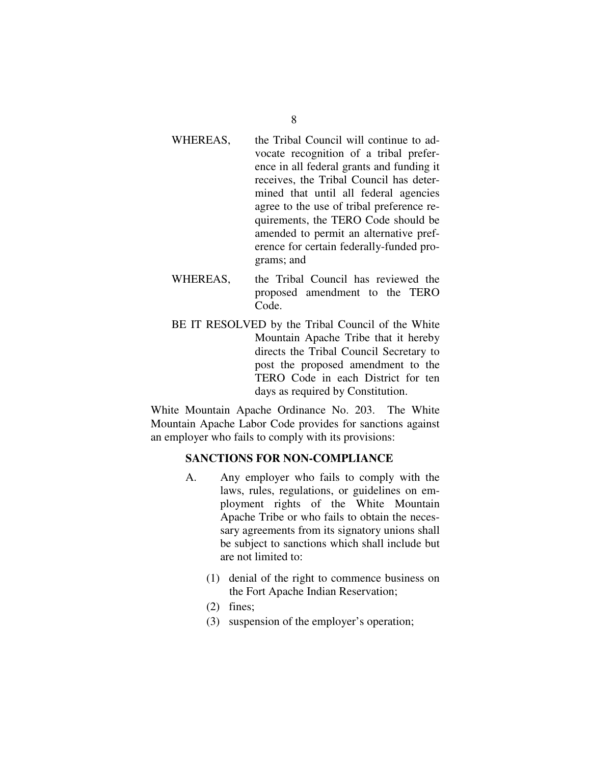WHEREAS, the Tribal Council will continue to advocate recognition of a tribal preference in all federal grants and funding it receives, the Tribal Council has determined that until all federal agencies agree to the use of tribal preference requirements, the TERO Code should be amended to permit an alternative preference for certain federally-funded programs; and

WHEREAS, the Tribal Council has reviewed the proposed amendment to the TERO Code.

BE IT RESOLVED by the Tribal Council of the White Mountain Apache Tribe that it hereby directs the Tribal Council Secretary to post the proposed amendment to the TERO Code in each District for ten days as required by Constitution.

White Mountain Apache Ordinance No. 203. The White Mountain Apache Labor Code provides for sanctions against an employer who fails to comply with its provisions:

**SANCTIONS FOR NON-COMPLIANCE**

A. Any employer who fails to comply with the laws, rules, regulations, or guidelines on employment rights of the White Mountain Apache Tribe or who fails to obtain the necessary agreements from its signatory unions shall be subject to sanctions which shall include but are not limited to:

(1) denial of the right to commence business on the Fort Apache Indian Reservation;

(2) fines;

(3) suspension of the employer's operation;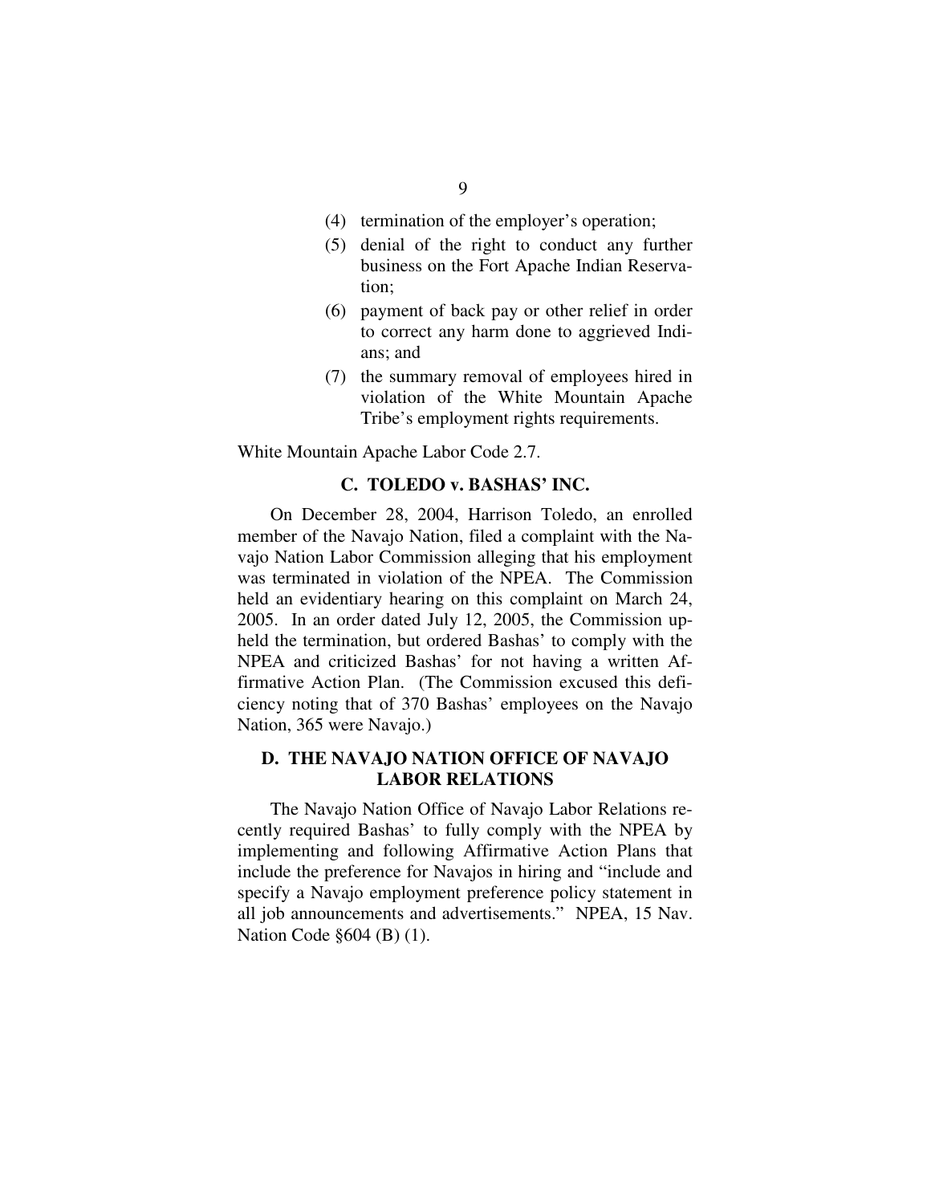(4) termination of the employer's operation;

(5) denial of the right to conduct any further business on the Fort Apache Indian Reservation;

(6) payment of back pay or other relief in order to correct any harm done to aggrieved Indians; and

(7) the summary removal of employees hired in violation of the White Mountain Apache Tribe's employment rights requirements.

White Mountain Apache Labor Code 2.7.

### C. TOLEDO v. BASHAS' INC.

On December 28, 2004, Harrison Toledo, an enrolled member of the Navajo Nation, filed a complaint with the Navajo Nation Labor Commission alleging that his employment was terminated in violation of the NPEA. The Commission held an evidentiary hearing on this complaint on March 24, 2005. In an order dated July 12, 2005, the Commission upheld the termination, but ordered Bashas' to comply with the NPEA and criticized Bashas' for not having a written Affirmative Action Plan. (The Commission excused this deficiency noting that of 370 Bashas' employees on the Navajo Nation, 365 were Navajo.)

### D. THE NAVAJO NATION OFFICE OF NAVAJO LABOR RELATIONS

The Navajo Nation Office of Navajo Labor Relations recently required Bashas' to fully comply with the NPEA by implementing and following Affirmative Action Plans that include the preference for Navajos in hiring and "include and specify a Navajo employment preference policy statement in all job announcements and advertisements." NPEA, 15 Nav. Nation Code §604 (B) (1).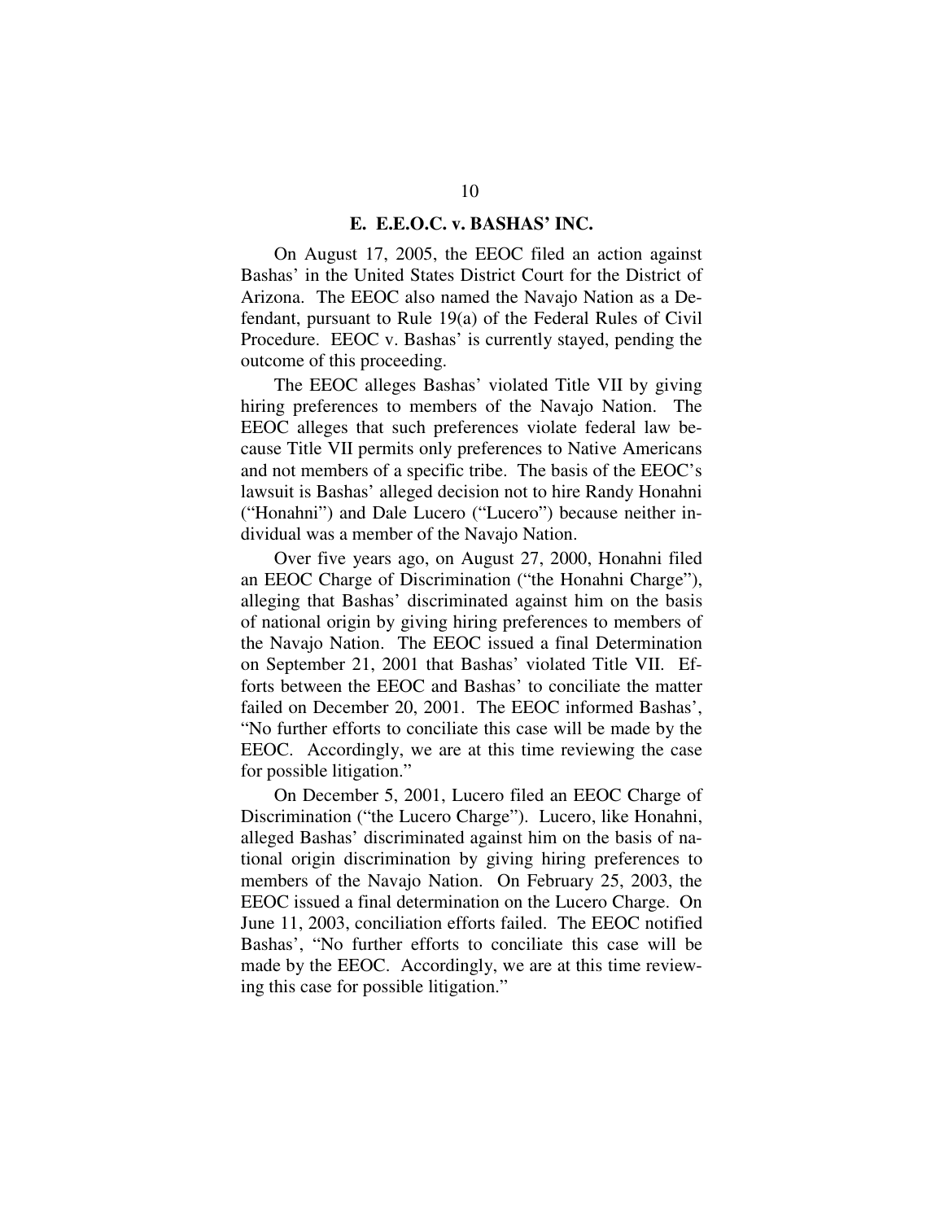### E. E.E.O.C. v. BASHAS' INC.

On August 17, 2005, the EEOC filed an action against Bashas' in the United States District Court for the District of Arizona. The EEOC also named the Navajo Nation as a Defendant, pursuant to Rule 19(a) of the Federal Rules of Civil Procedure. EEOC v. Bashas' is currently stayed, pending the outcome of this proceeding.

The EEOC alleges Bashas' violated Title VII by giving hiring preferences to members of the Navajo Nation. The EEOC alleges that such preferences violate federal law because Title VII permits only preferences to Native Americans and not members of a specific tribe. The basis of the EEOC's lawsuit is Bashas' alleged decision not to hire Randy Honahni ("Honahni") and Dale Lucero ("Lucero") because neither individual was a member of the Navajo Nation.

Over five years ago, on August 27, 2000, Honahni filed an EEOC Charge of Discrimination ("the Honahni Charge"), alleging that Bashas' discriminated against him on the basis of national origin by giving hiring preferences to members of the Navajo Nation. The EEOC issued a final Determination on September 21, 2001 that Bashas' violated Title VII. Efforts between the EEOC and Bashas' to conciliate the matter failed on December 20, 2001. The EEOC informed Bashas', "No further efforts to conciliate this case will be made by the EEOC. Accordingly, we are at this time reviewing the case for possible litigation."

On December 5, 2001, Lucero filed an EEOC Charge of Discrimination ("the Lucero Charge"). Lucero, like Honahni, alleged Bashas' discriminated against him on the basis of national origin discrimination by giving hiring preferences to members of the Navajo Nation. On February 25, 2003, the EEOC issued a final determination on the Lucero Charge. On June 11, 2003, conciliation efforts failed. The EEOC notified Bashas', "No further efforts to conciliate this case will be made by the EEOC. Accordingly, we are at this time reviewing this case for possible litigation."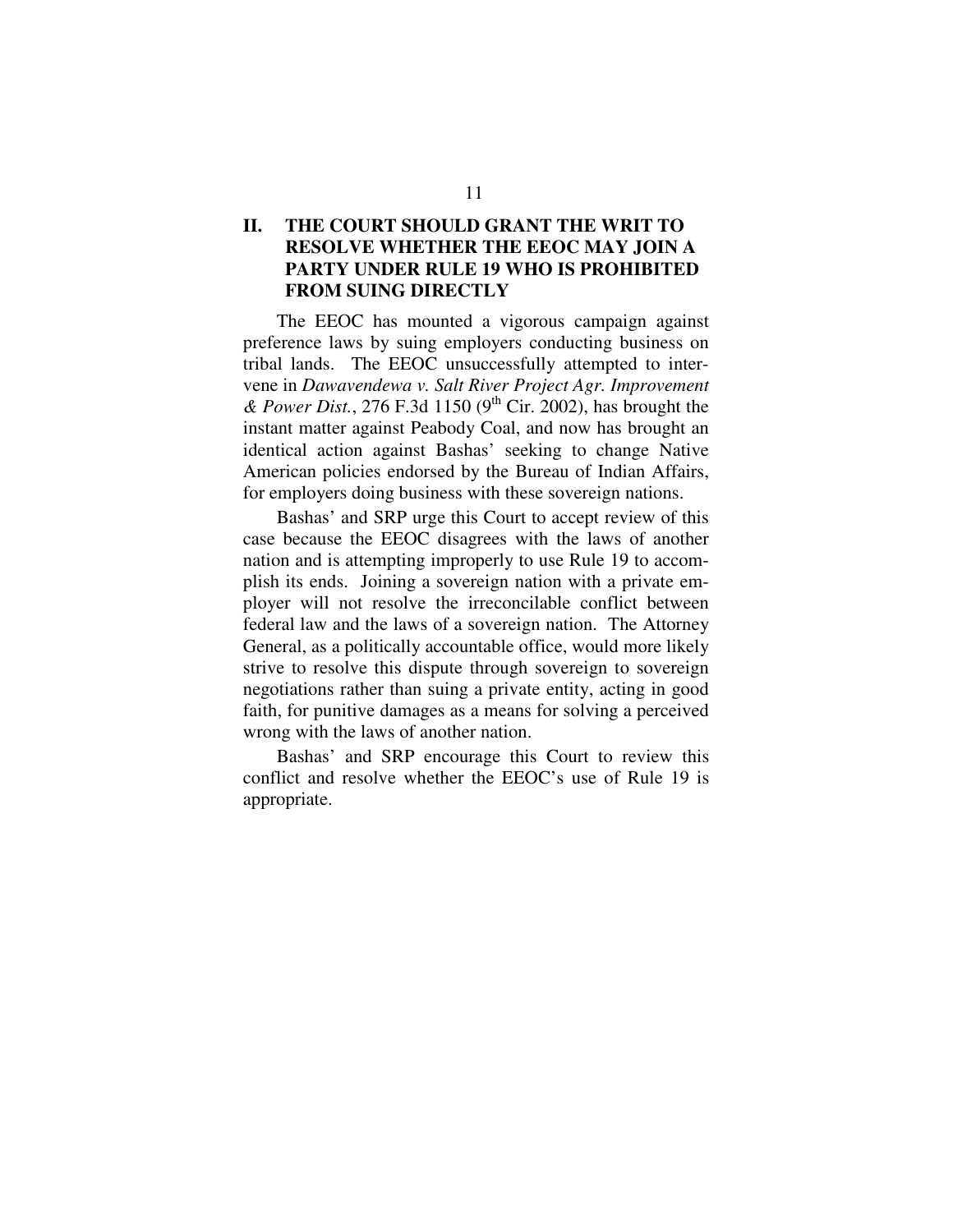## II. THE COURT SHOULD GRANT THE WRIT TO RESOLVE WHETHER THE EEOC MAY JOIN A PARTY UNDER RULE 19 WHO IS PROHIBITED FROM SUING DIRECTLY

The EEOC has mounted a vigorous campaign against preference laws by suing employers conducting business on tribal lands. The EEOC unsuccessfully attempted to intervene in *Dawavendewa v. Salt River Project Agr. Improvement & Power Dist.*, 276 F.3d 1150 (9th Cir. 2002), has brought the instant matter against Peabody Coal, and now has brought an identical action against Bashas' seeking to change Native American policies endorsed by the Bureau of Indian Affairs, for employers doing business with these sovereign nations.

Bashas' and SRP urge this Court to accept review of this case because the EEOC disagrees with the laws of another nation and is attempting improperly to use Rule 19 to accomplish its ends. Joining a sovereign nation with a private employer will not resolve the irreconcilable conflict between federal law and the laws of a sovereign nation. The Attorney General, as a politically accountable office, would more likely strive to resolve this dispute through sovereign to sovereign negotiations rather than suing a private entity, acting in good faith, for punitive damages as a means for solving a perceived wrong with the laws of another nation.

Bashas' and SRP encourage this Court to review this conflict and resolve whether the EEOC's use of Rule 19 is appropriate.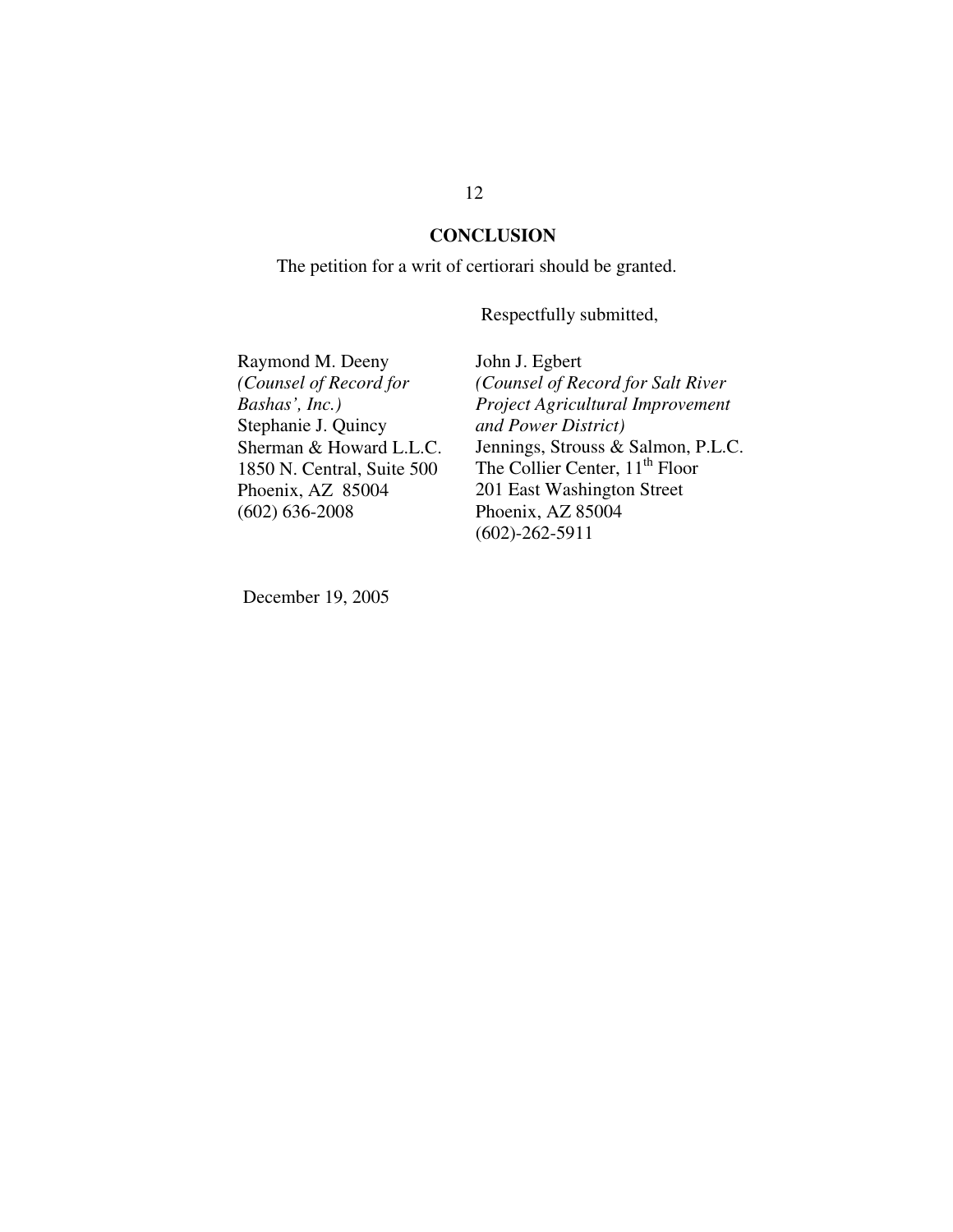## CONCLUSION

The petition for a writ of certiorari should be granted.

Respectfully submitted,

Raymond M. Deeny
*(Counsel of Record for Bashas', Inc.)*
Stephanie J. Quincy
Sherman & Howard L.L.C.
1850 N. Central, Suite 500
Phoenix, AZ 85004
(602) 636-2008

John J. Egbert
*(Counsel of Record for Salt River Project Agricultural Improvement and Power District)*
Jennings, Strouss & Salmon, P.L.C.
The Collier Center, 11th Floor
201 East Washington Street
Phoenix, AZ 85004
(602)-262-5911

December 19, 2005